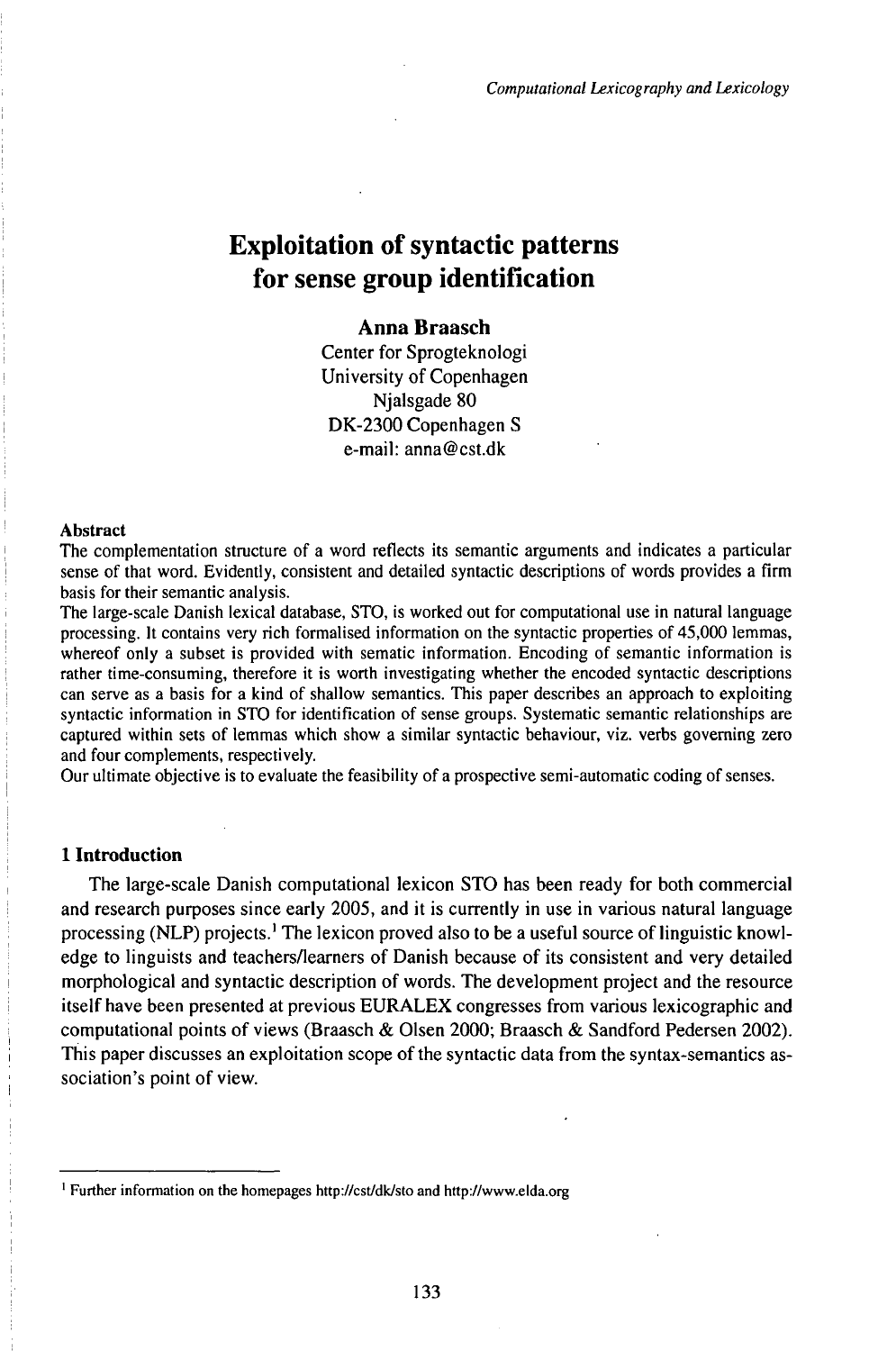# Exploitation of syntactic patterns for sense group identification

**Anna Braasch**
Center for Sprogteknologi
University of Copenhagen
Njalsgade 80
DK-2300 Copenhagen S
e-mail: anna@cst.dk

### Abstract

The complementation structure of a word reflects its semantic arguments and indicates a particular sense of that word. Evidently, consistent and detailed syntactic descriptions of words provides a firm basis for their semantic analysis.

The large-scale Danish lexical database, STO, is worked out for computational use in natural language processing. It contains very rich formalised information on the syntactic properties of 45,000 lemmas, whereof only a subset is provided with sematic information. Encoding of semantic information is rather time-consuming, therefore it is worth investigating whether the encoded syntactic descriptions can serve as a basis for a kind of shallow semantics. This paper describes an approach to exploiting syntactic information in STO for identification of sense groups. Systematic semantic relationships are captured within sets of lemmas which show a similar syntactic behaviour, viz. verbs governing zero and four complements, respectively.

Our ultimate objective is to evaluate the feasibility of a prospective semi-automatic coding of senses.

## 1 Introduction

The large-scale Danish computational lexicon STO has been ready for both commercial and research purposes since early 2005, and it is currently in use in various natural language processing (NLP) projects.[1] The lexicon proved also to be a useful source of linguistic knowledge to linguists and teachers/learners of Danish because of its consistent and very detailed morphological and syntactic description of words. The development project and the resource itself have been presented at previous EURALEX congresses from various lexicographic and computational points of views (Braasch & Olsen 2000; Braasch & Sandford Pedersen 2002). This paper discusses an exploitation scope of the syntactic data from the syntax-semantics association's point of view.

---

[1] Further information on the homepages http://cst/dk/sto and http://www.elda.org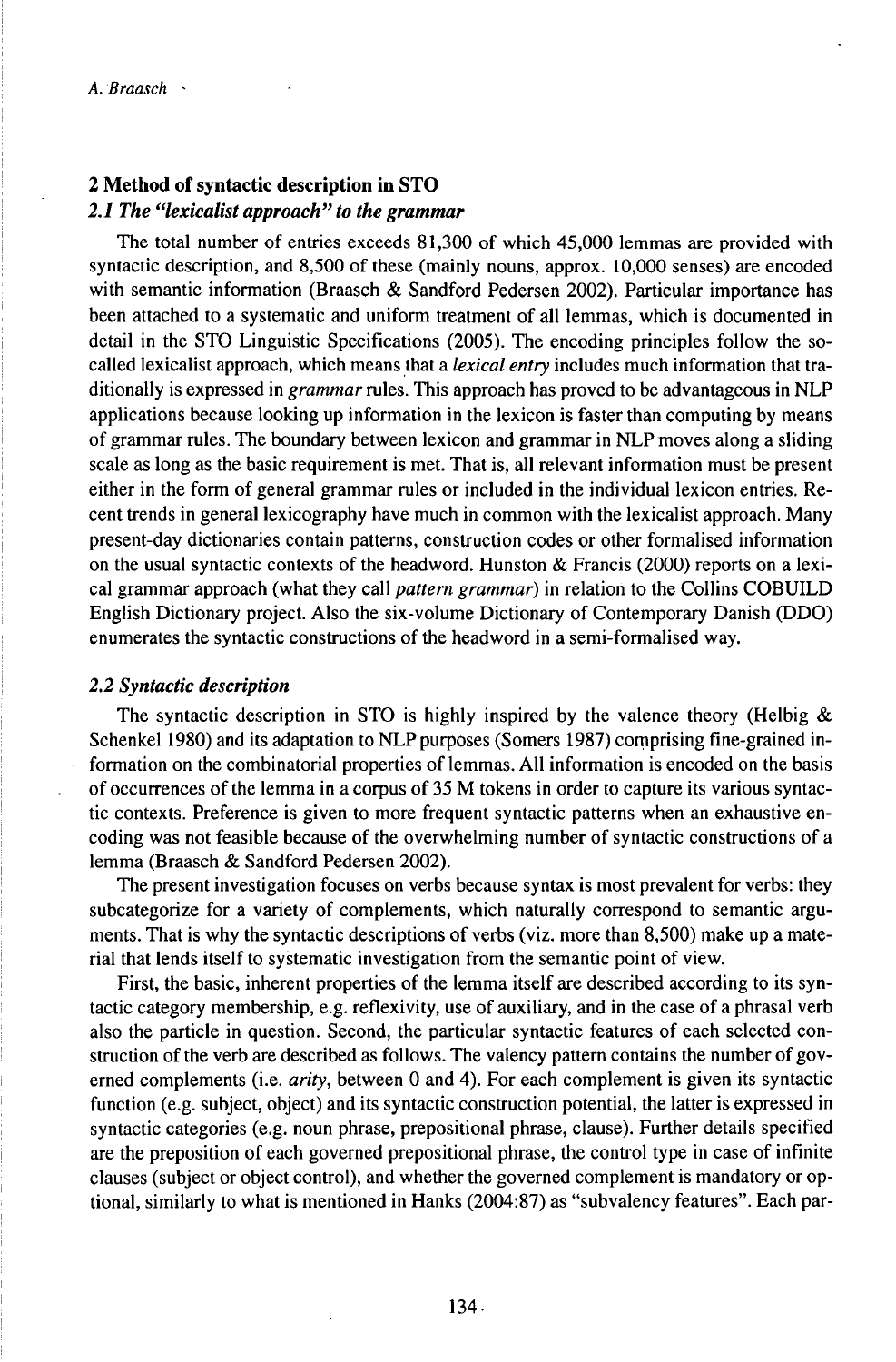## 2 Method of syntactic description in STO

### *2.1 The "lexicalist approach" to the grammar*

The total number of entries exceeds 81,300 of which 45,000 lemmas are provided with syntactic description, and 8,500 of these (mainly nouns, approx. 10,000 senses) are encoded with semantic information (Braasch & Sandford Pedersen 2002). Particular importance has been attached to a systematic and uniform treatment of all lemmas, which is documented in detail in the STO Linguistic Specifications (2005). The encoding principles follow the so-called lexicalist approach, which means that a *lexical entry* includes much information that traditionally is expressed in *grammar* rules. This approach has proved to be advantageous in NLP applications because looking up information in the lexicon is faster than computing by means of grammar rules. The boundary between lexicon and grammar in NLP moves along a sliding scale as long as the basic requirement is met. That is, all relevant information must be present either in the form of general grammar rules or included in the individual lexicon entries. Recent trends in general lexicography have much in common with the lexicalist approach. Many present-day dictionaries contain patterns, construction codes or other formalised information on the usual syntactic contexts of the headword. Hunston & Francis (2000) reports on a lexical grammar approach (what they call *pattern grammar*) in relation to the Collins COBUILD English Dictionary project. Also the six-volume Dictionary of Contemporary Danish (DDO) enumerates the syntactic constructions of the headword in a semi-formalised way.

### *2.2 Syntactic description*

The syntactic description in STO is highly inspired by the valence theory (Helbig & Schenkel 1980) and its adaptation to NLP purposes (Somers 1987) comprising fine-grained information on the combinatorial properties of lemmas. All information is encoded on the basis of occurrences of the lemma in a corpus of 35 M tokens in order to capture its various syntactic contexts. Preference is given to more frequent syntactic patterns when an exhaustive encoding was not feasible because of the overwhelming number of syntactic constructions of a lemma (Braasch & Sandford Pedersen 2002).

The present investigation focuses on verbs because syntax is most prevalent for verbs: they subcategorize for a variety of complements, which naturally correspond to semantic arguments. That is why the syntactic descriptions of verbs (viz. more than 8,500) make up a material that lends itself to systematic investigation from the semantic point of view.

First, the basic, inherent properties of the lemma itself are described according to its syntactic category membership, e.g. reflexivity, use of auxiliary, and in the case of a phrasal verb also the particle in question. Second, the particular syntactic features of each selected construction of the verb are described as follows. The valency pattern contains the number of governed complements (i.e. *arity*, between 0 and 4). For each complement is given its syntactic function (e.g. subject, object) and its syntactic construction potential, the latter is expressed in syntactic categories (e.g. noun phrase, prepositional phrase, clause). Further details specified are the preposition of each governed prepositional phrase, the control type in case of infinite clauses (subject or object control), and whether the governed complement is mandatory or optional, similarly to what is mentioned in Hanks (2004:87) as "subvalency features". Each par-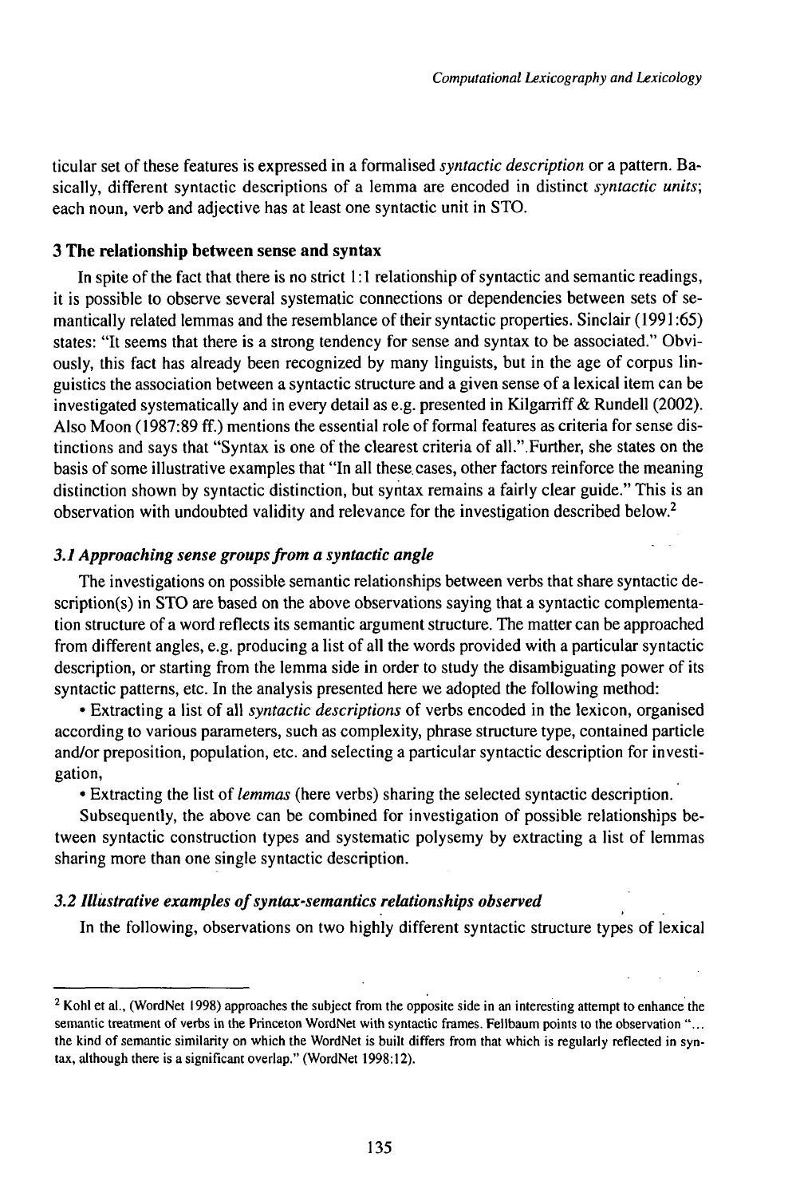ticular set of these features is expressed in a formalised *syntactic description* or a pattern. Basically, different syntactic descriptions of a lemma are encoded in distinct *syntactic units*; each noun, verb and adjective has at least one syntactic unit in STO.

## 3 The relationship between sense and syntax

In spite of the fact that there is no strict 1:1 relationship of syntactic and semantic readings, it is possible to observe several systematic connections or dependencies between sets of semantically related lemmas and the resemblance of their syntactic properties. Sinclair (1991:65) states: "It seems that there is a strong tendency for sense and syntax to be associated." Obviously, this fact has already been recognized by many linguists, but in the age of corpus linguistics the association between a syntactic structure and a given sense of a lexical item can be investigated systematically and in every detail as e.g. presented in Kilgarriff & Rundell (2002). Also Moon (1987:89 ff.) mentions the essential role of formal features as criteria for sense distinctions and says that "Syntax is one of the clearest criteria of all.".Further, she states on the basis of some illustrative examples that "In all these cases, other factors reinforce the meaning distinction shown by syntactic distinction, but syntax remains a fairly clear guide." This is an observation with undoubted validity and relevance for the investigation described below.[2]

### 3.1 Approaching sense groups from a syntactic angle

The investigations on possible semantic relationships between verbs that share syntactic description(s) in STO are based on the above observations saying that a syntactic complementation structure of a word reflects its semantic argument structure. The matter can be approached from different angles, e.g. producing a list of all the words provided with a particular syntactic description, or starting from the lemma side in order to study the disambiguating power of its syntactic patterns, etc. In the analysis presented here we adopted the following method:

- Extracting a list of all *syntactic descriptions* of verbs encoded in the lexicon, organised according to various parameters, such as complexity, phrase structure type, contained particle and/or preposition, population, etc. and selecting a particular syntactic description for investigation,
- Extracting the list of *lemmas* (here verbs) sharing the selected syntactic description.

Subsequently, the above can be combined for investigation of possible relationships between syntactic construction types and systematic polysemy by extracting a list of lemmas sharing more than one single syntactic description.

### 3.2 Illustrative examples of syntax-semantics relationships observed

In the following, observations on two highly different syntactic structure types of lexical

---

[2] Kohl et al., (WordNet 1998) approaches the subject from the opposite side in an interesting attempt to enhance the semantic treatment of verbs in the Princeton WordNet with syntactic frames. Fellbaum points to the observation "... the kind of semantic similarity on which the WordNet is built differs from that which is regularly reflected in syntax, although there is a significant overlap." (WordNet 1998:12).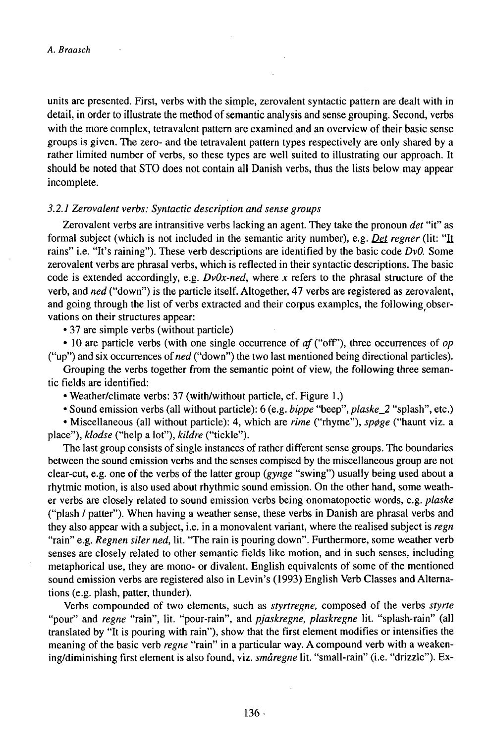units are presented. First, verbs with the simple, zerovalent syntactic pattern are dealt with in detail, in order to illustrate the method of semantic analysis and sense grouping. Second, verbs with the more complex, tetravalent pattern are examined and an overview of their basic sense groups is given. The zero- and the tetravalent pattern types respectively are only shared by a rather limited number of verbs, so these types are well suited to illustrating our approach. It should be noted that STO does not contain all Danish verbs, thus the lists below may appear incomplete.

### *3.2.1 Zerovalent verbs: Syntactic description and sense groups*

Zerovalent verbs are intransitive verbs lacking an agent. They take the pronoun *det* "it" as formal subject (which is not included in the semantic arity number), e.g. ***Det*** *regner* (lit: "**It** rains" i.e. "It's raining"). These verb descriptions are identified by the basic code *Dv0.* Some zerovalent verbs are phrasal verbs, which is reflected in their syntactic descriptions. The basic code is extended accordingly, e.g. *Dv0x-ned,* where *x* refers to the phrasal structure of the verb, and *ned* ("down") is the particle itself. Altogether, 47 verbs are registered as zerovalent, and going through the list of verbs extracted and their corpus examples, the following observations on their structures appear:

- 37 are simple verbs (without particle)
- 10 are particle verbs (with one single occurrence of *af* ("off"), three occurrences of *op* ("up") and six occurrences of *ned* ("down") the two last mentioned being directional particles).

Grouping the verbs together from the semantic point of view, the following three semantic fields are identified:

- Weather/climate verbs: 37 (with/without particle, cf. Figure 1.)
- Sound emission verbs (all without particle): 6 (e.g. *bippe* "beep", *plaske_2* "splash", etc.)
- Miscellaneous (all without particle): 4, which are *rime* ("rhyme"), *spøge* ("haunt viz. a place"), *klodse* ("help a lot"), *kildre* ("tickle").

The last group consists of single instances of rather different sense groups. The boundaries between the sound emission verbs and the senses compised by the miscellaneous group are not clear-cut, e.g. one of the verbs of the latter group (*gynge* "swing") usually being used about a rhytmic motion, is also used about rhythmic sound emission. On the other hand, some weather verbs are closely related to sound emission verbs being onomatopoetic words, e.g. *plaske* ("plash / patter"). When having a weather sense, these verbs in Danish are phrasal verbs and they also appear with a subject, i.e. in a monovalent variant, where the realised subject is *regn* "rain" e.g. *Regnen siler ned,* lit. "The rain is pouring down". Furthermore, some weather verb senses are closely related to other semantic fields like motion, and in such senses, including metaphorical use, they are mono- or divalent. English equivalents of some of the mentioned sound emission verbs are registered also in Levin's (1993) English Verb Classes and Alternations (e.g. plash, patter, thunder).

Verbs compounded of two elements, such as *styrtregne,* composed of the verbs *styrte* "pour" and *regne* "rain", lit. "pour-rain", and *pjaskregne, plaskregne* lit. "splash-rain" (all translated by "It is pouring with rain"), show that the first element modifies or intensifies the meaning of the basic verb *regne* "rain" in a particular way. A compound verb with a weakening/diminishing first element is also found, viz. *småregne* lit. "small-rain" (i.e. "drizzle"). Ex-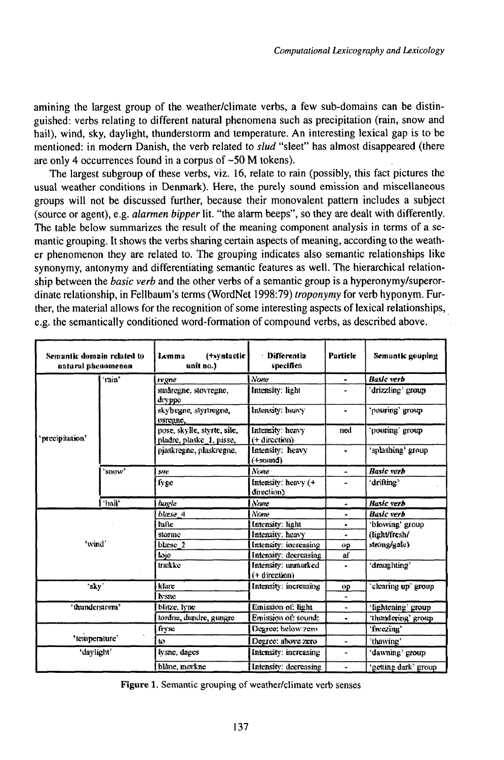amining the largest group of the weather/climate verbs, a few sub-domains can be distinguished: verbs relating to different natural phenomena such as precipitation (rain, snow and hail), wind, sky, daylight, thunderstorm and temperature. An interesting lexical gap is to be mentioned: in modern Danish, the verb related to *slud* "sleet" has almost disappeared (there are only 4 occurrences found in a corpus of ~50 M tokens).

The largest subgroup of these verbs, viz. 16, relate to rain (possibly, this fact pictures the usual weather conditions in Denmark). Here, the purely sound emission and miscellaneous groups will not be discussed further, because their monovalent pattern includes a subject (source or agent), e.g. *alarmen bipper* lit. "the alarm beeps", so they are dealt with differently. The table below summarizes the result of the meaning component analysis in terms of a semantic grouping. It shows the verbs sharing certain aspects of meaning, according to the weather phenomenon they are related to. The grouping indicates also semantic relationships like synonymy, antonymy and differentiating semantic features as well. The hierarchical relationship between the *basic verb* and the other verbs of a semantic group is a hyperonymy/superordinate relationship, in Fellbaum's terms (WordNet 1998:79) *troponymy* for verb hyponym. Further, the material allows for the recognition of some interesting aspect of lexical relationships, e.g. the semantically conditioned word-formation of compound verbs, as described above.

| Semantic domain related to natural phenomenon | | Lemma (+syntactic unit no.) | Differentia specifica | Particle | Semantic grouping |
|---|---|---|---|---|---|
| 'precipitation' | 'rain' | *regne* | *None* | - | ***Basic verb*** |
| | | småregne, støvregne, dryppe | Intensity: light | - | 'drizzling' group |
| | | skybrude, styrtregne, øsregne, | Intensity: heavy | - | 'pouring' group |
| | | pøse, skylle, styrte, sile, pladre, plaske_1, pisse, | Intensity: heavy (+ direction) | ned | 'pouring' group |
| | | pjaskregne, plaskregne, | Intensity: heavy (+sound) | - | 'splashing' group |
| | 'snow' | *sne* | *None* | - | ***Basic verb*** |
| | | fyge | Intensity: heavy (+ direction) | - | 'drifting' |
| | 'hail' | *hagle* | *None* | - | ***Basic verb*** |
| 'wind' | | *blæse_1* | *None* | - | ***Basic verb*** |
| | | lufte | Intensity: light | - | 'blowing' group (light/fresh/strong/gale) |
| | | storme | Intensity: heavy | - | |
| | | blæse_2 | Intensity: increasing | op | |
| | | løje | Intensity: decreasing | af | |
| | | trække | Intensity: unmarked (+ direction) | - | 'draughting' |
| 'sky' | | klare | Intensity: increasing | op | 'clearing up' group |
| | | lysne | | - | |
| 'thunderstorm' | | blitze, lyne | Emission of: light | - | 'lightening' group |
| | | tordne, dundre, rungre | Emission of: sound | - | 'thundering' group |
| 'temperature' | | fryse | Degree: below zero | | 'freezing' |
| | | tø | Degree: above zero | - | 'thawing' |
| 'daylight' | | lysne, dages | Intensity: increasing | - | 'dawning' group |
| | | blåne, mørkne | Intensity: decreasing | - | 'getting dark' group |

**Figure 1.** Semantic grouping of weather/climate verb senses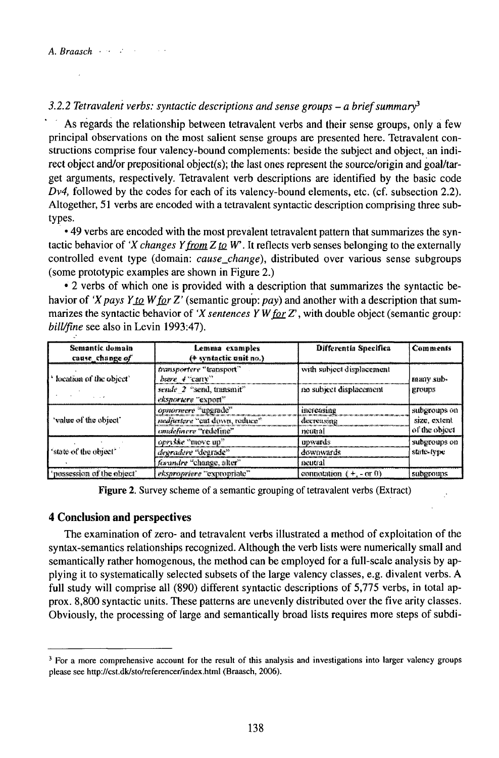### 3.2.2 *Tetravalent verbs: syntactic descriptions and sense groups – a brief summary*[3]

As regards the relationship between tetravalent verbs and their sense groups, only a few principal observations on the most salient sense groups are presented here. Tetravalent constructions comprise four valency-bound complements: beside the subject and object, an indirect object and/or prepositional object(s); the last ones represent the source/origin and goal/target arguments, respectively. Tetravalent verb descriptions are identified by the basic code *Dv4,* followed by the codes for each of its valency-bound elements, etc. (cf. subsection 2.2). Altogether, 51 verbs are encoded with a tetravalent syntactic description comprising three subtypes.

• 49 verbs are encoded with the most prevalent tetravalent pattern that summarizes the syntactic behavior of *'X changes Y from Z to W'*. It reflects verb senses belonging to the externally controlled event type (domain: *cause_change*), distributed over various sense subgroups (some prototypic examples are shown in Figure 2.)

• 2 verbs of which one is provided with a description that summarizes the syntactic behavior of *'X pays Y to W for Z'* (semantic group: *pay*) and another with a description that summarizes the syntactic behavior of *'X sentences Y W for Z'*, with double object (semantic group: *bill/fine* see also in Levin 1993:47).

| Semantic domain cause_change of | Lemma examples (+ syntactic unit no.) | Differentia Specifica | Comments |
|---|---|---|---|
| 'location of the object' | *transportere* "transport" *bære_4* "carry" | with subject displacement | many subgroups |
| | *sende_2* "send, transmit" *eksportere* "export" | no subject displacement | |
| 'value of the object' | *opnormere* "upgrade" | increasing | subgroups on size, extent of the object |
| | *nedjustere* "cut down, reduce" | decreasing | |
| | *omdefinere* "redefine" | neutral | |
| 'state of the object' | *oprykke* "move up" | upwards | subgroups on state-type |
| | *degradere* "degrade" | downwards | |
| | *forandre* "change, alter" | neutral | |
| 'possession of the object' | *ekspropriere* "expropriate" | connotation ( +, - or 0) | subgroups |

Figure 2. Survey scheme of a semantic grouping of tetravalent verbs (Extract)

## 4 Conclusion and perspectives

The examination of zero- and tetravalent verbs illustrated a method of exploitation of the syntax-semantics relationships recognized. Although the verb lists were numerically small and semantically rather homogenous, the method can be employed for a full-scale analysis by applying it to systematically selected subsets of the large valency classes, e.g. divalent verbs. A full study will comprise all (890) different syntactic descriptions of 5,775 verbs, in total approx. 8,800 syntactic units. These patterns are unevenly distributed over the five arity classes. Obviously, the processing of large and semantically broad lists requires more steps of subdi-

[3] For a more comprehensive account for the result of this analysis and investigations into larger valency groups please see http://cst.dk/sto/referencer/index.html (Braasch, 2006).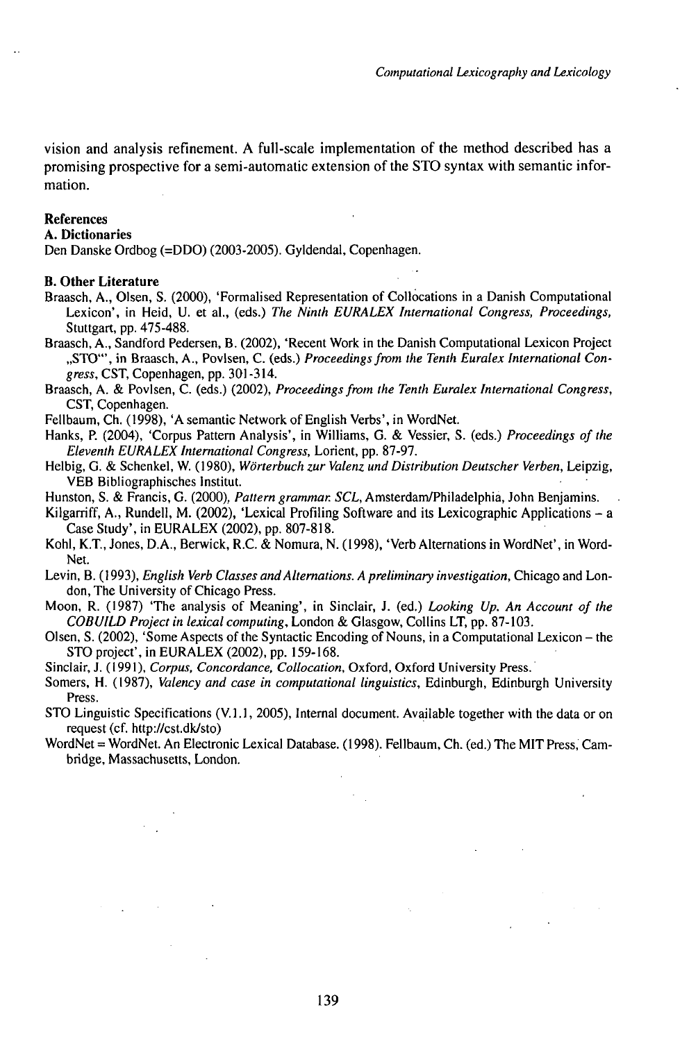vision and analysis refinement. A full-scale implementation of the method described has a promising prospective for a semi-automatic extension of the STO syntax with semantic information.

**References**

**A. Dictionaries**

Den Danske Ordbog (=DDO) (2003-2005). Gyldendal, Copenhagen.

**B. Other Literature**

Braasch, A., Olsen, S. (2000), 'Formalised Representation of Collocations in a Danish Computational Lexicon', in Heid, U. et al., (eds.) *The Ninth EURALEX International Congress, Proceedings,* Stuttgart, pp. 475-488.

Braasch, A., Sandford Pedersen, B. (2002), 'Recent Work in the Danish Computational Lexicon Project „STO"', in Braasch, A., Povlsen, C. (eds.) *Proceedings from the Tenth Euralex International Congress*, CST, Copenhagen, pp. 301-314.

Braasch, A. & Povlsen, C. (eds.) (2002), *Proceedings from the Tenth Euralex International Congress*, CST, Copenhagen.

Fellbaum, Ch. (1998), 'A semantic Network of English Verbs', in WordNet.

Hanks, P. (2004), 'Corpus Pattern Analysis', in Williams, G. & Vessier, S. (eds.) *Proceedings of the Eleventh EURALEX International Congress,* Lorient, pp. 87-97.

Helbig, G. & Schenkel, W. (1980), *Wörterbuch zur Valenz und Distribution Deutscher Verben*, Leipzig, VEB Bibliographisches Institut.

Hunston, S. & Francis, G. (2000), *Pattern grammar. SCL*, Amsterdam/Philadelphia, John Benjamins.

Kilgarriff, A., Rundell, M. (2002), 'Lexical Profiling Software and its Lexicographic Applications – a Case Study', in EURALEX (2002), pp. 807-818.

Kohl, K.T., Jones, D.A., Berwick, R.C. & Nomura, N. (1998), 'Verb Alternations in WordNet', in WordNet.

Levin, B. (1993), *English Verb Classes and Alternations. A preliminary investigation*, Chicago and London, The University of Chicago Press.

Moon, R. (1987) 'The analysis of Meaning', in Sinclair, J. (ed.) *Looking Up. An Account of the COBUILD Project in lexical computing*, London & Glasgow, Collins LT, pp. 87-103.

Olsen, S. (2002), 'Some Aspects of the Syntactic Encoding of Nouns, in a Computational Lexicon – the STO project', in EURALEX (2002), pp. 159-168.

Sinclair, J. (1991), *Corpus, Concordance, Collocation*, Oxford, Oxford University Press.

Somers, H. (1987), *Valency and case in computational linguistics*, Edinburgh, Edinburgh University Press.

STO Linguistic Specifications (V.1.1, 2005), Internal document. Available together with the data or on request (cf. http://cst.dk/sto)

WordNet = WordNet. An Electronic Lexical Database. (1998). Fellbaum, Ch. (ed.) The MIT Press, Cambridge, Massachusetts, London.